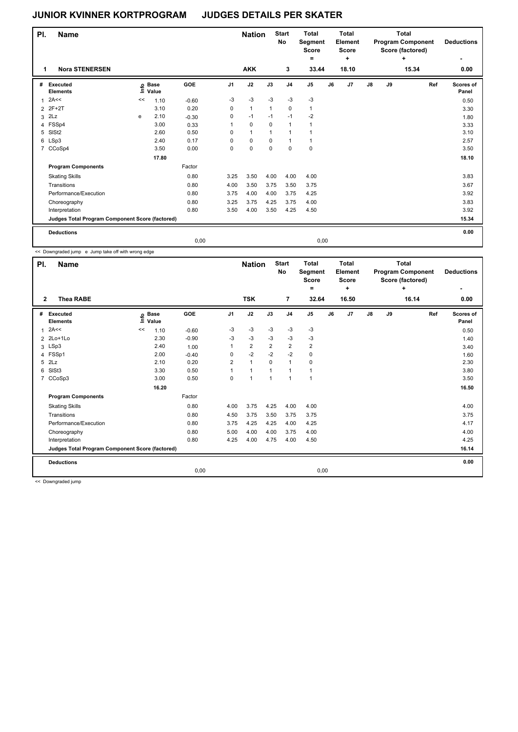# JUNIOR KVINNER KORTPROGRAM JUDGES DETAILS PER SKATER

| Pl. | Name | Nation | Start No | Total Segment Score = | Total Element Score + | Total Program Component Score (factored) + | Deductions - |
|---|---|---|---|---|---|---|---|
| 1 | Nora STENERSEN | AKK | 3 | 33.44 | 18.10 | 15.34 | 0.00 |

| # | Executed Elements | Info | Base Value | GOE | J1 | J2 | J3 | J4 | J5 | J6 | J7 | J8 | J9 | Ref | Scores of Panel |
|---|---|---|---|---|---|---|---|---|---|---|---|---|---|---|---|
| 1 | 2A<< | << | 1.10 | -0.60 | -3 | -3 | -3 | -3 | -3 | | | | | | 0.50 |
| 2 | 2F+2T | | 3.10 | 0.20 | 0 | 1 | 1 | 0 | 1 | | | | | | 3.30 |
| 3 | 2Lz | e | 2.10 | -0.30 | 0 | -1 | -1 | -1 | -2 | | | | | | 1.80 |
| 4 | FSSp4 | | 3.00 | 0.33 | 1 | 0 | 0 | 1 | 1 | | | | | | 3.33 |
| 5 | SlSt2 | | 2.60 | 0.50 | 0 | 1 | 1 | 1 | 1 | | | | | | 3.10 |
| 6 | LSp3 | | 2.40 | 0.17 | 0 | 0 | 0 | 1 | 1 | | | | | | 2.57 |
| 7 | CCoSp4 | | 3.50 | 0.00 | 0 | 0 | 0 | 0 | 0 | | | | | | 3.50 |
| | | | 17.80 | | | | | | | | | | | | 18.10 |

| Program Components | Factor | J1 | J2 | J3 | J4 | J5 | J6 | J7 | J8 | J9 | Ref | Scores of Panel |
|---|---|---|---|---|---|---|---|---|---|---|---|---|
| Skating Skills | 0.80 | 3.25 | 3.50 | 4.00 | 4.00 | 4.00 | | | | | | 3.83 |
| Transitions | 0.80 | 4.00 | 3.50 | 3.75 | 3.50 | 3.75 | | | | | | 3.67 |
| Performance/Execution | 0.80 | 3.75 | 4.00 | 4.00 | 3.75 | 4.25 | | | | | | 3.92 |
| Choreography | 0.80 | 3.25 | 3.75 | 4.25 | 3.75 | 4.00 | | | | | | 3.83 |
| Interpretation | 0.80 | 3.50 | 4.00 | 3.50 | 4.25 | 4.50 | | | | | | 3.92 |
| Judges Total Program Component Score (factored) | | | | | | | | | | | | 15.34 |

| Deductions | | | 0.00 |
|---|---|---|---|
| | 0,00 | 0,00 | |

<< Downgraded jump e Jump take off with wrong edge

| Pl. | Name | Nation | Start No | Total Segment Score = | Total Element Score + | Total Program Component Score (factored) + | Deductions - |
|---|---|---|---|---|---|---|---|
| 2 | Thea RABE | TSK | 7 | 32.64 | 16.50 | 16.14 | 0.00 |

| # | Executed Elements | Info | Base Value | GOE | J1 | J2 | J3 | J4 | J5 | J6 | J7 | J8 | J9 | Ref | Scores of Panel |
|---|---|---|---|---|---|---|---|---|---|---|---|---|---|---|---|
| 1 | 2A<< | << | 1.10 | -0.60 | -3 | -3 | -3 | -3 | -3 | | | | | | 0.50 |
| 2 | 2Lo+1Lo | | 2.30 | -0.90 | -3 | -3 | -3 | -3 | -3 | | | | | | 1.40 |
| 3 | LSp3 | | 2.40 | 1.00 | 1 | 2 | 2 | 2 | 2 | | | | | | 3.40 |
| 4 | FSSp1 | | 2.00 | -0.40 | 0 | -2 | -2 | -2 | 0 | | | | | | 1.60 |
| 5 | 2Lz | | 2.10 | 0.20 | 2 | 1 | 0 | 1 | 0 | | | | | | 2.30 |
| 6 | SlSt3 | | 3.30 | 0.50 | 1 | 1 | 1 | 1 | 1 | | | | | | 3.80 |
| 7 | CCoSp3 | | 3.00 | 0.50 | 0 | 1 | 1 | 1 | 1 | | | | | | 3.50 |
| | | | 16.20 | | | | | | | | | | | | 16.50 |

| Program Components | Factor | J1 | J2 | J3 | J4 | J5 | J6 | J7 | J8 | J9 | Ref | Scores of Panel |
|---|---|---|---|---|---|---|---|---|---|---|---|---|
| Skating Skills | 0.80 | 4.00 | 3.75 | 4.25 | 4.00 | 4.00 | | | | | | 4.00 |
| Transitions | 0.80 | 4.50 | 3.75 | 3.50 | 3.75 | 3.75 | | | | | | 3.75 |
| Performance/Execution | 0.80 | 3.75 | 4.25 | 4.25 | 4.00 | 4.25 | | | | | | 4.17 |
| Choreography | 0.80 | 5.00 | 4.00 | 4.00 | 3.75 | 4.00 | | | | | | 4.00 |
| Interpretation | 0.80 | 4.25 | 4.00 | 4.75 | 4.00 | 4.50 | | | | | | 4.25 |
| Judges Total Program Component Score (factored) | | | | | | | | | | | | 16.14 |

| Deductions | | | 0.00 |
|---|---|---|---|
| | 0,00 | 0,00 | |

<< Downgraded jump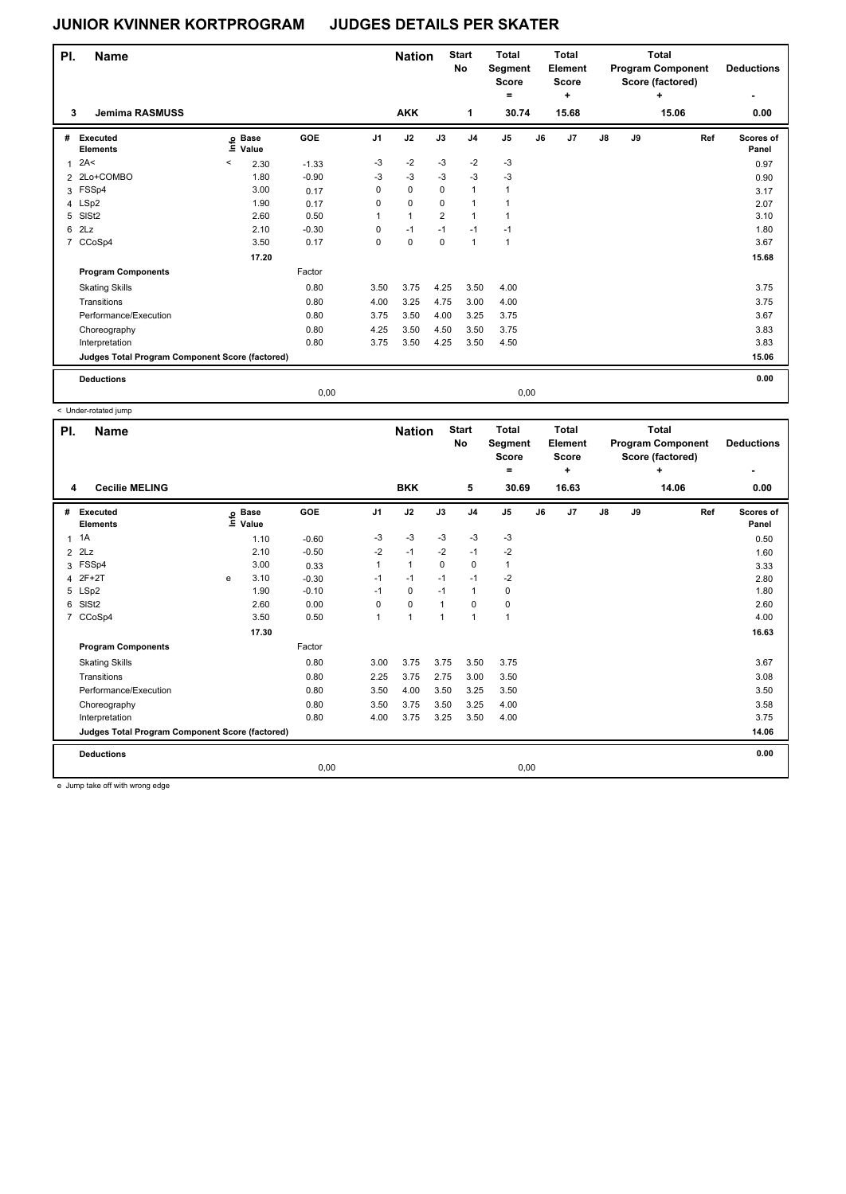# JUNIOR KVINNER KORTPROGRAM JUDGES DETAILS PER SKATER

| Pl. | Name | Nation | Start No | Total Segment Score = | Total Element Score + | Total Program Component Score (factored) + | Deductions - |
|---|---|---|---|---|---|---|---|
| 3 | Jemima RASMUSS | AKK | 1 | 30.74 | 15.68 | 15.06 | 0.00 |

| # | Executed Elements | Info | Base Value | GOE | J1 | J2 | J3 | J4 | J5 | J6 | J7 | J8 | J9 | Ref | Scores of Panel |
|---|---|---|---|---|---|---|---|---|---|---|---|---|---|---|---|
| 1 | 2A< | < | 2.30 | -1.33 | -3 | -2 | -3 | -2 | -3 | | | | | | 0.97 |
| 2 | 2Lo+COMBO | | 1.80 | -0.90 | -3 | -3 | -3 | -3 | -3 | | | | | | 0.90 |
| 3 | FSSp4 | | 3.00 | 0.17 | 0 | 0 | 0 | 1 | 1 | | | | | | 3.17 |
| 4 | LSp2 | | 1.90 | 0.17 | 0 | 0 | 0 | 1 | 1 | | | | | | 2.07 |
| 5 | SlSt2 | | 2.60 | 0.50 | 1 | 1 | 2 | 1 | 1 | | | | | | 3.10 |
| 6 | 2Lz | | 2.10 | -0.30 | 0 | -1 | -1 | -1 | -1 | | | | | | 1.80 |
| 7 | CCoSp4 | | 3.50 | 0.17 | 0 | 0 | 0 | 1 | 1 | | | | | | 3.67 |
| | | | 17.20 | | | | | | | | | | | | 15.68 |
| | **Program Components** | | | Factor | | | | | | | | | | | |
| | Skating Skills | | | 0.80 | 3.50 | 3.75 | 4.25 | 3.50 | 4.00 | | | | | | 3.75 |
| | Transitions | | | 0.80 | 4.00 | 3.25 | 4.75 | 3.00 | 4.00 | | | | | | 3.75 |
| | Performance/Execution | | | 0.80 | 3.75 | 3.50 | 4.00 | 3.25 | 3.75 | | | | | | 3.67 |
| | Choreography | | | 0.80 | 4.25 | 3.50 | 4.50 | 3.50 | 3.75 | | | | | | 3.83 |
| | Interpretation | | | 0.80 | 3.75 | 3.50 | 4.25 | 3.50 | 4.50 | | | | | | 3.83 |
| | **Judges Total Program Component Score (factored)** | | | | | | | | | | | | | | 15.06 |
| | **Deductions** | | | 0,00 | | | | | 0,00 | | | | | | 0.00 |

< Under-rotated jump

| Pl. | Name | Nation | Start No | Total Segment Score = | Total Element Score + | Total Program Component Score (factored) + | Deductions - |
|---|---|---|---|---|---|---|---|
| 4 | Cecilie MELING | BKK | 5 | 30.69 | 16.63 | 14.06 | 0.00 |

| # | Executed Elements | Info | Base Value | GOE | J1 | J2 | J3 | J4 | J5 | J6 | J7 | J8 | J9 | Ref | Scores of Panel |
|---|---|---|---|---|---|---|---|---|---|---|---|---|---|---|---|
| 1 | 1A | | 1.10 | -0.60 | -3 | -3 | -3 | -3 | -3 | | | | | | 0.50 |
| 2 | 2Lz | | 2.10 | -0.50 | -2 | -1 | -2 | -1 | -2 | | | | | | 1.60 |
| 3 | FSSp4 | | 3.00 | 0.33 | 1 | 1 | 0 | 0 | 1 | | | | | | 3.33 |
| 4 | 2F+2T | e | 3.10 | -0.30 | -1 | -1 | -1 | -1 | -2 | | | | | | 2.80 |
| 5 | LSp2 | | 1.90 | -0.10 | -1 | 0 | -1 | 1 | 0 | | | | | | 1.80 |
| 6 | SlSt2 | | 2.60 | 0.00 | 0 | 0 | 1 | 0 | 0 | | | | | | 2.60 |
| 7 | CCoSp4 | | 3.50 | 0.50 | 1 | 1 | 1 | 1 | 1 | | | | | | 4.00 |
| | | | 17.30 | | | | | | | | | | | | 16.63 |
| | **Program Components** | | | Factor | | | | | | | | | | | |
| | Skating Skills | | | 0.80 | 3.00 | 3.75 | 3.75 | 3.50 | 3.75 | | | | | | 3.67 |
| | Transitions | | | 0.80 | 2.25 | 3.75 | 2.75 | 3.00 | 3.50 | | | | | | 3.08 |
| | Performance/Execution | | | 0.80 | 3.50 | 4.00 | 3.50 | 3.25 | 3.50 | | | | | | 3.50 |
| | Choreography | | | 0.80 | 3.50 | 3.75 | 3.50 | 3.25 | 4.00 | | | | | | 3.58 |
| | Interpretation | | | 0.80 | 4.00 | 3.75 | 3.25 | 3.50 | 4.00 | | | | | | 3.75 |
| | **Judges Total Program Component Score (factored)** | | | | | | | | | | | | | | 14.06 |
| | **Deductions** | | | 0,00 | | | | | 0,00 | | | | | | 0.00 |

e Jump take off with wrong edge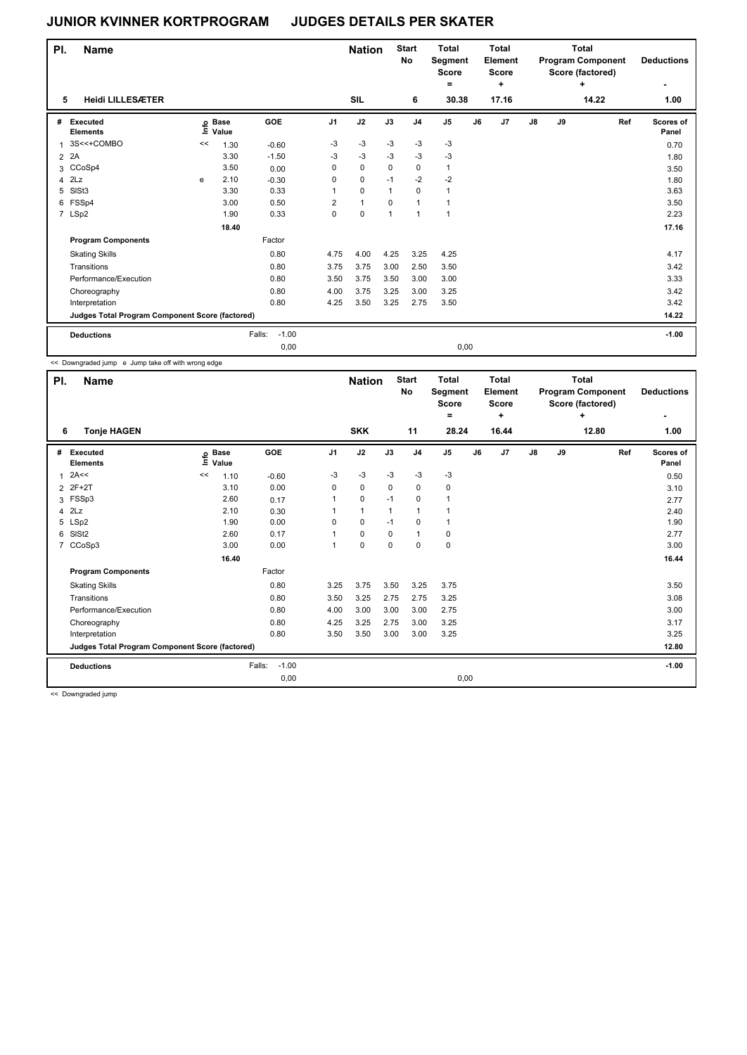# JUNIOR KVINNER KORTPROGRAM JUDGES DETAILS PER SKATER

| Pl. | Name | Nation | Start No | Total Segment Score = | Total Element Score + | Total Program Component Score (factored) + | Deductions - |
|---|---|---|---|---|---|---|---|
| 5 | Heidi LILLESÆTER | SIL | 6 | 30.38 | 17.16 | 14.22 | 1.00 |

| # | Executed Elements | Info | Base Value | GOE | J1 | J2 | J3 | J4 | J5 | J6 | J7 | J8 | J9 | Ref | Scores of Panel |
|---|---|---|---|---|---|---|---|---|---|---|---|---|---|---|---|
| 1 | 3S<<+COMBO | << | 1.30 | -0.60 | -3 | -3 | -3 | -3 | -3 | | | | | | 0.70 |
| 2 | 2A | | 3.30 | -1.50 | -3 | -3 | -3 | -3 | -3 | | | | | | 1.80 |
| 3 | CCoSp4 | | 3.50 | 0.00 | 0 | 0 | 0 | 0 | 1 | | | | | | 3.50 |
| 4 | 2Lz | e | 2.10 | -0.30 | 0 | 0 | -1 | -2 | -2 | | | | | | 1.80 |
| 5 | SlSt3 | | 3.30 | 0.33 | 1 | 0 | 1 | 0 | 1 | | | | | | 3.63 |
| 6 | FSSp4 | | 3.00 | 0.50 | 2 | 1 | 0 | 1 | 1 | | | | | | 3.50 |
| 7 | LSp2 | | 1.90 | 0.33 | 0 | 0 | 1 | 1 | 1 | | | | | | 2.23 |
| | | | 18.40 | | | | | | | | | | | | 17.16 |
| | **Program Components** | | | Factor | | | | | | | | | | | |
| | Skating Skills | | | 0.80 | 4.75 | 4.00 | 4.25 | 3.25 | 4.25 | | | | | | 4.17 |
| | Transitions | | | 0.80 | 3.75 | 3.75 | 3.00 | 2.50 | 3.50 | | | | | | 3.42 |
| | Performance/Execution | | | 0.80 | 3.50 | 3.75 | 3.50 | 3.00 | 3.00 | | | | | | 3.33 |
| | Choreography | | | 0.80 | 4.00 | 3.75 | 3.25 | 3.00 | 3.25 | | | | | | 3.42 |
| | Interpretation | | | 0.80 | 4.25 | 3.50 | 3.25 | 2.75 | 3.50 | | | | | | 3.42 |
| | **Judges Total Program Component Score (factored)** | | | | | | | | | | | | | | 14.22 |
| | **Deductions** | | | Falls: -1.00 | | | | | | | | | | | -1.00 |
| | | | | 0,00 | | | | | 0,00 | | | | | | |

<< Downgraded jump e Jump take off with wrong edge

| Pl. | Name | Nation | Start No | Total Segment Score = | Total Element Score + | Total Program Component Score (factored) + | Deductions - |
|---|---|---|---|---|---|---|---|
| 6 | Tonje HAGEN | SKK | 11 | 28.24 | 16.44 | 12.80 | 1.00 |

| # | Executed Elements | Info | Base Value | GOE | J1 | J2 | J3 | J4 | J5 | J6 | J7 | J8 | J9 | Ref | Scores of Panel |
|---|---|---|---|---|---|---|---|---|---|---|---|---|---|---|---|
| 1 | 2A<< | << | 1.10 | -0.60 | -3 | -3 | -3 | -3 | -3 | | | | | | 0.50 |
| 2 | 2F+2T | | 3.10 | 0.00 | 0 | 0 | 0 | 0 | 0 | | | | | | 3.10 |
| 3 | FSSp3 | | 2.60 | 0.17 | 1 | 0 | -1 | 0 | 1 | | | | | | 2.77 |
| 4 | 2Lz | | 2.10 | 0.30 | 1 | 1 | 1 | 1 | 1 | | | | | | 2.40 |
| 5 | LSp2 | | 1.90 | 0.00 | 0 | 0 | -1 | 0 | 1 | | | | | | 1.90 |
| 6 | SlSt2 | | 2.60 | 0.17 | 1 | 0 | 0 | 1 | 0 | | | | | | 2.77 |
| 7 | CCoSp3 | | 3.00 | 0.00 | 1 | 0 | 0 | 0 | 0 | | | | | | 3.00 |
| | | | 16.40 | | | | | | | | | | | | 16.44 |
| | **Program Components** | | | Factor | | | | | | | | | | | |
| | Skating Skills | | | 0.80 | 3.25 | 3.75 | 3.50 | 3.25 | 3.75 | | | | | | 3.50 |
| | Transitions | | | 0.80 | 3.50 | 3.25 | 2.75 | 2.75 | 3.25 | | | | | | 3.08 |
| | Performance/Execution | | | 0.80 | 4.00 | 3.00 | 3.00 | 3.00 | 2.75 | | | | | | 3.00 |
| | Choreography | | | 0.80 | 4.25 | 3.25 | 2.75 | 3.00 | 3.25 | | | | | | 3.17 |
| | Interpretation | | | 0.80 | 3.50 | 3.50 | 3.00 | 3.00 | 3.25 | | | | | | 3.25 |
| | **Judges Total Program Component Score (factored)** | | | | | | | | | | | | | | 12.80 |
| | **Deductions** | | | Falls: -1.00 | | | | | | | | | | | -1.00 |
| | | | | 0,00 | | | | | 0,00 | | | | | | |

<< Downgraded jump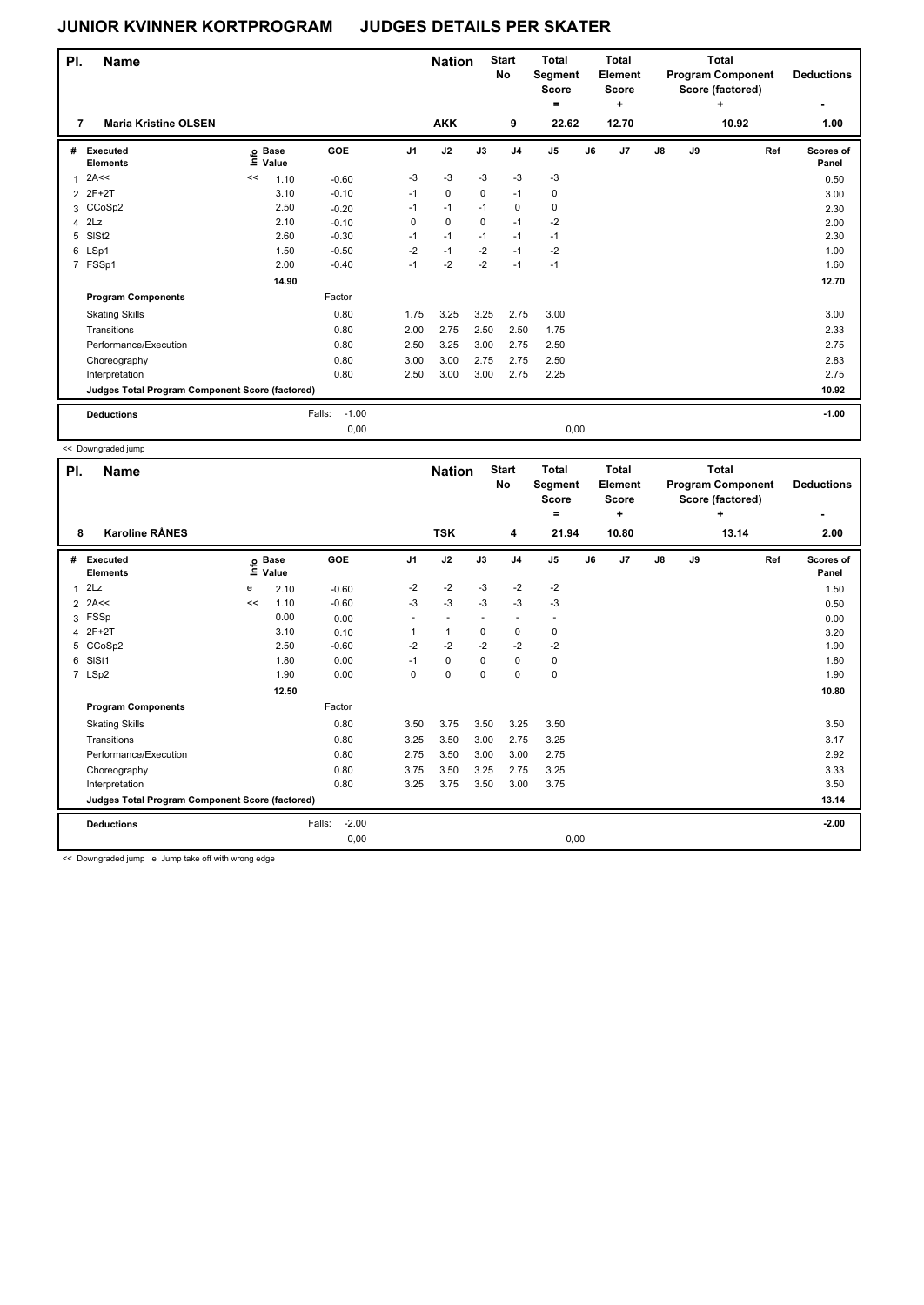# JUNIOR KVINNER KORTPROGRAM JUDGES DETAILS PER SKATER

| Pl. | Name | Nation | Start No | Total Segment Score = | Total Element Score + | Total Program Component Score (factored) + | Deductions - |
|---|---|---|---|---|---|---|---|
| 7 | Maria Kristine OLSEN | AKK | 9 | 22.62 | 12.70 | 10.92 | 1.00 |

| # | Executed Elements | Info | Base Value | GOE | J1 | J2 | J3 | J4 | J5 | J6 | J7 | J8 | J9 | Ref | Scores of Panel |
|---|---|---|---|---|---|---|---|---|---|---|---|---|---|---|---|
| 1 | 2A<< | << | 1.10 | -0.60 | -3 | -3 | -3 | -3 | -3 | | | | | | 0.50 |
| 2 | 2F+2T | | 3.10 | -0.10 | -1 | 0 | 0 | -1 | 0 | | | | | | 3.00 |
| 3 | CCoSp2 | | 2.50 | -0.20 | -1 | -1 | -1 | 0 | 0 | | | | | | 2.30 |
| 4 | 2Lz | | 2.10 | -0.10 | 0 | 0 | 0 | -1 | -2 | | | | | | 2.00 |
| 5 | SlSt2 | | 2.60 | -0.30 | -1 | -1 | -1 | -1 | -1 | | | | | | 2.30 |
| 6 | LSp1 | | 1.50 | -0.50 | -2 | -1 | -2 | -1 | -2 | | | | | | 1.00 |
| 7 | FSSp1 | | 2.00 | -0.40 | -1 | -2 | -2 | -1 | -1 | | | | | | 1.60 |
| | | | 14.90 | | | | | | | | | | | | 12.70 |
| | **Program Components** | | | Factor | | | | | | | | | | | |
| | Skating Skills | | | 0.80 | 1.75 | 3.25 | 3.25 | 2.75 | 3.00 | | | | | | 3.00 |
| | Transitions | | | 0.80 | 2.00 | 2.75 | 2.50 | 2.50 | 1.75 | | | | | | 2.33 |
| | Performance/Execution | | | 0.80 | 2.50 | 3.25 | 3.00 | 2.75 | 2.50 | | | | | | 2.75 |
| | Choreography | | | 0.80 | 3.00 | 3.00 | 2.75 | 2.75 | 2.50 | | | | | | 2.83 |
| | Interpretation | | | 0.80 | 2.50 | 3.00 | 3.00 | 2.75 | 2.25 | | | | | | 2.75 |
| | **Judges Total Program Component Score (factored)** | | | | | | | | | | | | | | 10.92 |
| | **Deductions** | | Falls: | -1.00 | | | | | | | | | | | -1.00 |
| | | | | 0,00 | | | | | 0,00 | | | | | | |

<< Downgraded jump

| Pl. | Name | Nation | Start No | Total Segment Score = | Total Element Score + | Total Program Component Score (factored) + | Deductions - |
|---|---|---|---|---|---|---|---|
| 8 | Karoline RÅNES | TSK | 4 | 21.94 | 10.80 | 13.14 | 2.00 |

| # | Executed Elements | Info | Base Value | GOE | J1 | J2 | J3 | J4 | J5 | J6 | J7 | J8 | J9 | Ref | Scores of Panel |
|---|---|---|---|---|---|---|---|---|---|---|---|---|---|---|---|
| 1 | 2Lz | e | 2.10 | -0.60 | -2 | -2 | -3 | -2 | -2 | | | | | | 1.50 |
| 2 | 2A<< | << | 1.10 | -0.60 | -3 | -3 | -3 | -3 | -3 | | | | | | 0.50 |
| 3 | FSSp | | 0.00 | 0.00 | - | - | - | - | - | | | | | | 0.00 |
| 4 | 2F+2T | | 3.10 | 0.10 | 1 | 1 | 0 | 0 | 0 | | | | | | 3.20 |
| 5 | CCoSp2 | | 2.50 | -0.60 | -2 | -2 | -2 | -2 | -2 | | | | | | 1.90 |
| 6 | SlSt1 | | 1.80 | 0.00 | -1 | 0 | 0 | 0 | 0 | | | | | | 1.80 |
| 7 | LSp2 | | 1.90 | 0.00 | 0 | 0 | 0 | 0 | 0 | | | | | | 1.90 |
| | | | 12.50 | | | | | | | | | | | | 10.80 |
| | **Program Components** | | | Factor | | | | | | | | | | | |
| | Skating Skills | | | 0.80 | 3.50 | 3.75 | 3.50 | 3.25 | 3.50 | | | | | | 3.50 |
| | Transitions | | | 0.80 | 3.25 | 3.50 | 3.00 | 2.75 | 3.25 | | | | | | 3.17 |
| | Performance/Execution | | | 0.80 | 2.75 | 3.50 | 3.00 | 3.00 | 2.75 | | | | | | 2.92 |
| | Choreography | | | 0.80 | 3.75 | 3.50 | 3.25 | 2.75 | 3.25 | | | | | | 3.33 |
| | Interpretation | | | 0.80 | 3.25 | 3.75 | 3.50 | 3.00 | 3.75 | | | | | | 3.50 |
| | **Judges Total Program Component Score (factored)** | | | | | | | | | | | | | | 13.14 |
| | **Deductions** | | Falls: | -2.00 | | | | | | | | | | | -2.00 |
| | | | | 0,00 | | | | | 0,00 | | | | | | |

<< Downgraded jump e Jump take off with wrong edge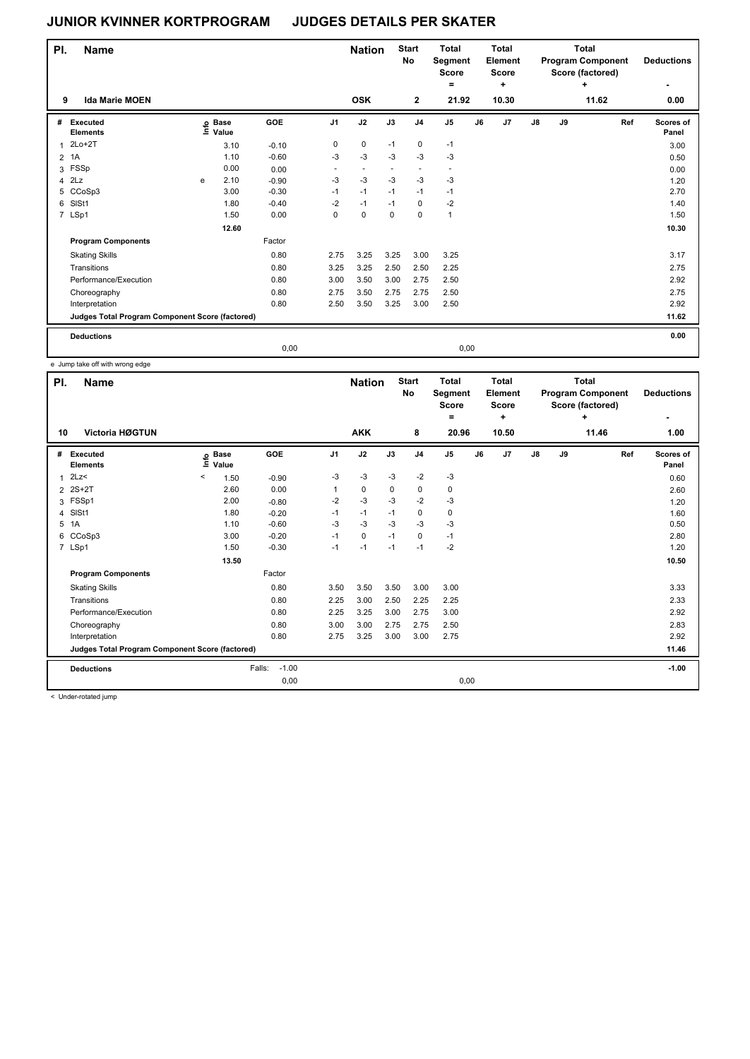# JUNIOR KVINNER KORTPROGRAM JUDGES DETAILS PER SKATER

| Pl. | Name | Nation | Start No | Total Segment Score = | Total Element Score + | Total Program Component Score (factored) + | Deductions - |
|---|---|---|---|---|---|---|---|
| 9 | Ida Marie MOEN | OSK | 2 | 21.92 | 10.30 | 11.62 | 0.00 |

| # | Executed Elements | Info | Base Value | GOE | J1 | J2 | J3 | J4 | J5 | J6 | J7 | J8 | J9 | Ref | Scores of Panel |
|---|---|---|---|---|---|---|---|---|---|---|---|---|---|---|---|
| 1 | 2Lo+2T | | 3.10 | -0.10 | 0 | 0 | -1 | 0 | -1 | | | | | | 3.00 |
| 2 | 1A | | 1.10 | -0.60 | -3 | -3 | -3 | -3 | -3 | | | | | | 0.50 |
| 3 | FSSp | | 0.00 | 0.00 | - | - | - | - | - | | | | | | 0.00 |
| 4 | 2Lz | e | 2.10 | -0.90 | -3 | -3 | -3 | -3 | -3 | | | | | | 1.20 |
| 5 | CCoSp3 | | 3.00 | -0.30 | -1 | -1 | -1 | -1 | -1 | | | | | | 2.70 |
| 6 | SlSt1 | | 1.80 | -0.40 | -2 | -1 | -1 | 0 | -2 | | | | | | 1.40 |
| 7 | LSp1 | | 1.50 | 0.00 | 0 | 0 | 0 | 0 | 1 | | | | | | 1.50 |
| | | | 12.60 | | | | | | | | | | | | 10.30 |
| | **Program Components** | | | Factor | | | | | | | | | | | |
| | Skating Skills | | | 0.80 | 2.75 | 3.25 | 3.25 | 3.00 | 3.25 | | | | | | 3.17 |
| | Transitions | | | 0.80 | 3.25 | 3.25 | 2.50 | 2.50 | 2.25 | | | | | | 2.75 |
| | Performance/Execution | | | 0.80 | 3.00 | 3.50 | 3.00 | 2.75 | 2.50 | | | | | | 2.92 |
| | Choreography | | | 0.80 | 2.75 | 3.50 | 2.75 | 2.75 | 2.50 | | | | | | 2.75 |
| | Interpretation | | | 0.80 | 2.50 | 3.50 | 3.25 | 3.00 | 2.50 | | | | | | 2.92 |
| | **Judges Total Program Component Score (factored)** | | | | | | | | | | | | | | 11.62 |
| | **Deductions** | | | | | | | | | | | | | | 0.00 |
| | | | | 0,00 | | | | | 0,00 | | | | | | |

e Jump take off with wrong edge

| Pl. | Name | Nation | Start No | Total Segment Score = | Total Element Score + | Total Program Component Score (factored) + | Deductions - |
|---|---|---|---|---|---|---|---|
| 10 | Victoria HØGTUN | AKK | 8 | 20.96 | 10.50 | 11.46 | 1.00 |

| # | Executed Elements | Info | Base Value | GOE | J1 | J2 | J3 | J4 | J5 | J6 | J7 | J8 | J9 | Ref | Scores of Panel |
|---|---|---|---|---|---|---|---|---|---|---|---|---|---|---|---|
| 1 | 2Lz< | < | 1.50 | -0.90 | -3 | -3 | -3 | -2 | -3 | | | | | | 0.60 |
| 2 | 2S+2T | | 2.60 | 0.00 | 1 | 0 | 0 | 0 | 0 | | | | | | 2.60 |
| 3 | FSSp1 | | 2.00 | -0.80 | -2 | -3 | -3 | -2 | -3 | | | | | | 1.20 |
| 4 | SlSt1 | | 1.80 | -0.20 | -1 | -1 | -1 | 0 | 0 | | | | | | 1.60 |
| 5 | 1A | | 1.10 | -0.60 | -3 | -3 | -3 | -3 | -3 | | | | | | 0.50 |
| 6 | CCoSp3 | | 3.00 | -0.20 | -1 | 0 | -1 | 0 | -1 | | | | | | 2.80 |
| 7 | LSp1 | | 1.50 | -0.30 | -1 | -1 | -1 | -1 | -2 | | | | | | 1.20 |
| | | | 13.50 | | | | | | | | | | | | 10.50 |
| | **Program Components** | | | Factor | | | | | | | | | | | |
| | Skating Skills | | | 0.80 | 3.50 | 3.50 | 3.50 | 3.00 | 3.00 | | | | | | 3.33 |
| | Transitions | | | 0.80 | 2.25 | 3.00 | 2.50 | 2.25 | 2.25 | | | | | | 2.33 |
| | Performance/Execution | | | 0.80 | 2.25 | 3.25 | 3.00 | 2.75 | 3.00 | | | | | | 2.92 |
| | Choreography | | | 0.80 | 3.00 | 3.00 | 2.75 | 2.75 | 2.50 | | | | | | 2.83 |
| | Interpretation | | | 0.80 | 2.75 | 3.25 | 3.00 | 3.00 | 2.75 | | | | | | 2.92 |
| | **Judges Total Program Component Score (factored)** | | | | | | | | | | | | | | 11.46 |
| | **Deductions** | | Falls: | -1.00 | | | | | | | | | | | -1.00 |
| | | | | 0,00 | | | | | 0,00 | | | | | | |

< Under-rotated jump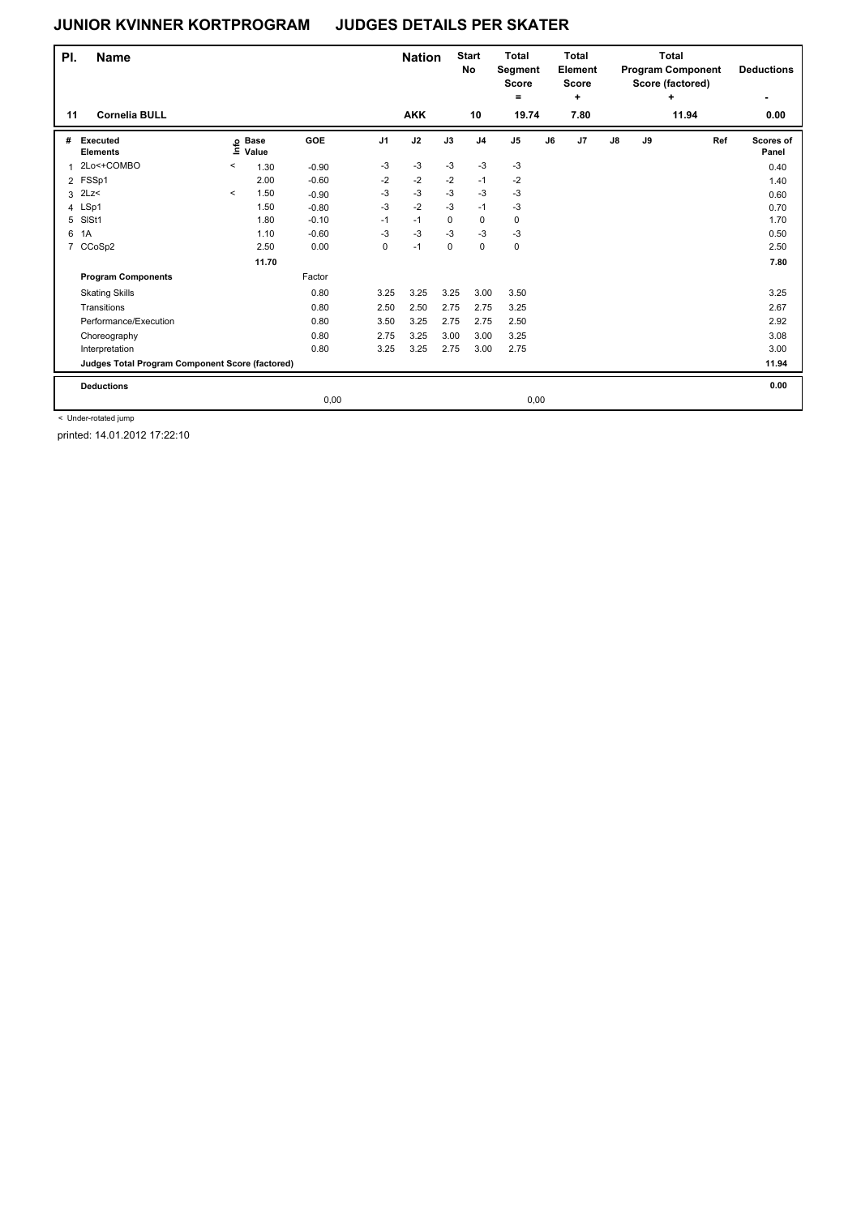# JUNIOR KVINNER KORTPROGRAM JUDGES DETAILS PER SKATER

| Pl. | Name | Nation | Start No | Total Segment Score = | Total Element Score + | Total Program Component Score (factored) + | Deductions - |
|---|---|---|---|---|---|---|---|
| 11 | Cornelia BULL | AKK | 10 | 19.74 | 7.80 | 11.94 | 0.00 |

| # | Executed Elements | Info | Base Value | GOE | J1 | J2 | J3 | J4 | J5 | J6 | J7 | J8 | J9 | Ref | Scores of Panel |
|---|---|---|---|---|---|---|---|---|---|---|---|---|---|---|---|
| 1 | 2Lo<+COMBO | < | 1.30 | -0.90 | -3 | -3 | -3 | -3 | -3 | | | | | | 0.40 |
| 2 | FSSp1 | | 2.00 | -0.60 | -2 | -2 | -2 | -1 | -2 | | | | | | 1.40 |
| 3 | 2Lz< | < | 1.50 | -0.90 | -3 | -3 | -3 | -3 | -3 | | | | | | 0.60 |
| 4 | LSp1 | | 1.50 | -0.80 | -3 | -2 | -3 | -1 | -3 | | | | | | 0.70 |
| 5 | SlSt1 | | 1.80 | -0.10 | -1 | -1 | 0 | 0 | 0 | | | | | | 1.70 |
| 6 | 1A | | 1.10 | -0.60 | -3 | -3 | -3 | -3 | -3 | | | | | | 0.50 |
| 7 | CCoSp2 | | 2.50 | 0.00 | 0 | -1 | 0 | 0 | 0 | | | | | | 2.50 |
| | | | 11.70 | | | | | | | | | | | | 7.80 |
| | **Program Components** | | | Factor | | | | | | | | | | | |
| | Skating Skills | | | 0.80 | 3.25 | 3.25 | 3.25 | 3.00 | 3.50 | | | | | | 3.25 |
| | Transitions | | | 0.80 | 2.50 | 2.50 | 2.75 | 2.75 | 3.25 | | | | | | 2.67 |
| | Performance/Execution | | | 0.80 | 3.50 | 3.25 | 2.75 | 2.75 | 2.50 | | | | | | 2.92 |
| | Choreography | | | 0.80 | 2.75 | 3.25 | 3.00 | 3.00 | 3.25 | | | | | | 3.08 |
| | Interpretation | | | 0.80 | 3.25 | 3.25 | 2.75 | 3.00 | 2.75 | | | | | | 3.00 |
| | **Judges Total Program Component Score (factored)** | | | | | | | | | | | | | | 11.94 |
| | **Deductions** | | | | | | | | | | | | | | 0.00 |
| | | | | 0,00 | | | | | 0,00 | | | | | | |

< Under-rotated jump

printed: 14.01.2012 17:22:10